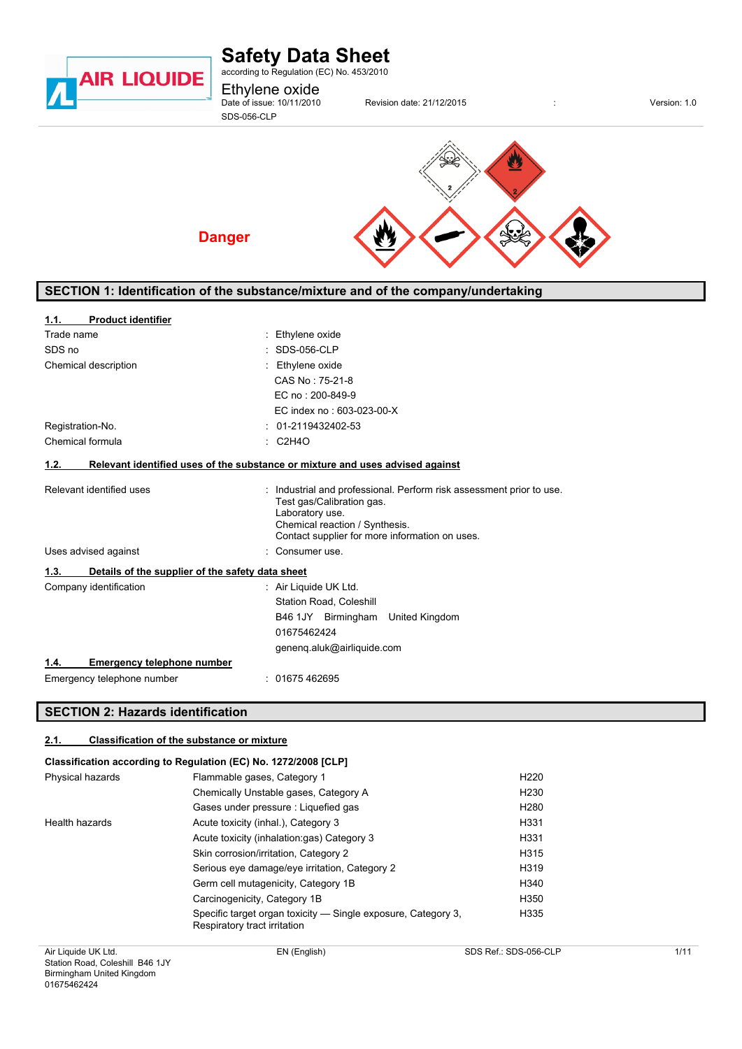# Safety Data Sheet

according to Regulation (EC) No. 453/2010

**Ethylene oxide**

Date of issue: 10/11/2010 Revision date: 21/12/2015 : Version: 1.0

SDS-056-CLP

**Danger**

## SECTION 1: Identification of the substance/mixture and of the company/undertaking

### 1.1. Product identifier

| | |
|---|---|
| Trade name | : Ethylene oxide |
| SDS no | : SDS-056-CLP |
| Chemical description | : Ethylene oxide<br>CAS No : 75-21-8<br>EC no : 200-849-9<br>EC index no : 603-023-00-X |
| Registration-No. | : 01-2119432402-53 |
| Chemical formula | : $C_2H_4O$ |

### 1.2. Relevant identified uses of the substance or mixture and uses advised against

| | |
|---|---|
| Relevant identified uses | : Industrial and professional. Perform risk assessment prior to use.<br>Test gas/Calibration gas.<br>Laboratory use.<br>Chemical reaction / Synthesis.<br>Contact supplier for more information on uses. |
| Uses advised against | : Consumer use. |

### 1.3. Details of the supplier of the safety data sheet

| | |
|---|---|
| Company identification | : Air Liquide UK Ltd.<br>Station Road, Coleshill<br>B46 1JY Birmingham United Kingdom<br>01675462424<br>geneng.aluk@airliquide.com |

### 1.4. Emergency telephone number

| | |
|---|---|
| Emergency telephone number | : 01675 462695 |

## SECTION 2: Hazards identification

### 2.1. Classification of the substance or mixture

**Classification according to Regulation (EC) No. 1272/2008 [CLP]**

| | | |
|---|---|---|
| Physical hazards | Flammable gases, Category 1 | H220 |
| | Chemically Unstable gases, Category A | H230 |
| | Gases under pressure : Liquefied gas | H280 |
| Health hazards | Acute toxicity (inhal.), Category 3 | H331 |
| | Acute toxicity (inhalation:gas) Category 3 | H331 |
| | Skin corrosion/irritation, Category 2 | H315 |
| | Serious eye damage/eye irritation, Category 2 | H319 |
| | Germ cell mutagenicity, Category 1B | H340 |
| | Carcinogenicity, Category 1B | H350 |
| | Specific target organ toxicity — Single exposure, Category 3, Respiratory tract irritation | H335 |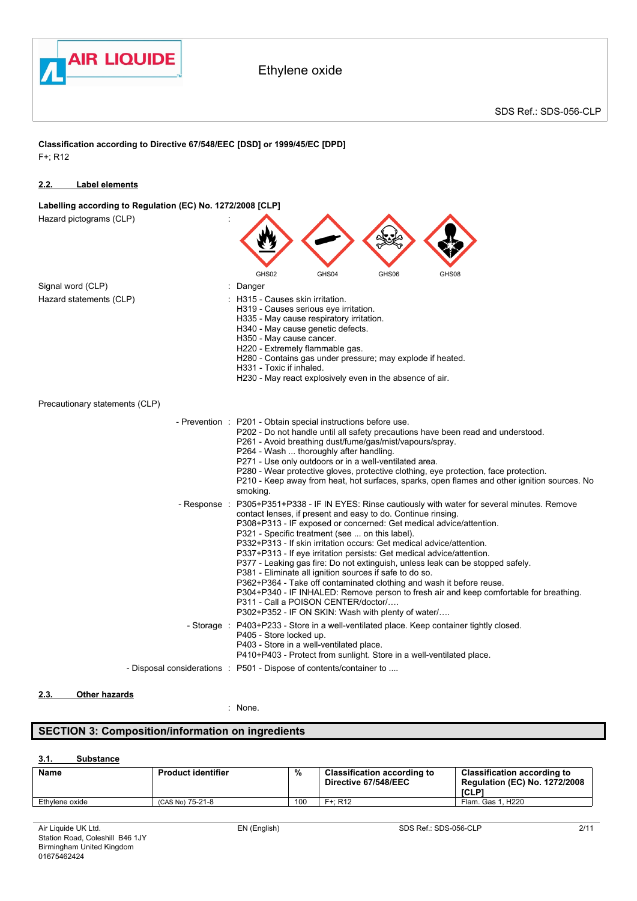**Classification according to Directive 67/548/EEC [DSD] or 1999/45/EC [DPD]**

F+; R12

### 2.2. Label elements

**Labelling according to Regulation (EC) No. 1272/2008 [CLP]**

Hazard pictograms (CLP) :

GHS02 GHS04 GHS06 GHS08

Signal word (CLP) : Danger

Hazard statements (CLP) :
H315 - Causes skin irritation.
H319 - Causes serious eye irritation.
H335 - May cause respiratory irritation.
H340 - May cause genetic defects.
H350 - May cause cancer.
H220 - Extremely flammable gas.
H280 - Contains gas under pressure; may explode if heated.
H331 - Toxic if inhaled.
H230 - May react explosively even in the absence of air.

Precautionary statements (CLP)

- Prevention :
P201 - Obtain special instructions before use.
P202 - Do not handle until all safety precautions have been read and understood.
P261 - Avoid breathing dust/fume/gas/mist/vapours/spray.
P264 - Wash ... thoroughly after handling.
P271 - Use only outdoors or in a well-ventilated area.
P280 - Wear protective gloves, protective clothing, eye protection, face protection.
P210 - Keep away from heat, hot surfaces, sparks, open flames and other ignition sources. No smoking.

- Response :
P305+P351+P338 - IF IN EYES: Rinse cautiously with water for several minutes. Remove contact lenses, if present and easy to do. Continue rinsing.
P308+P313 - IF exposed or concerned: Get medical advice/attention.
P321 - Specific treatment (see ... on this label).
P332+P313 - If skin irritation occurs: Get medical advice/attention.
P337+P313 - If eye irritation persists: Get medical advice/attention.
P377 - Leaking gas fire: Do not extinguish, unless leak can be stopped safely.
P381 - Eliminate all ignition sources if safe to do so.
P362+P364 - Take off contaminated clothing and wash it before reuse.
P304+P340 - IF INHALED: Remove person to fresh air and keep comfortable for breathing.
P311 - Call a POISON CENTER/doctor/….
P302+P352 - IF ON SKIN: Wash with plenty of water/….

- Storage :
P403+P233 - Store in a well-ventilated place. Keep container tightly closed.
P405 - Store locked up.
P403 - Store in a well-ventilated place.
P410+P403 - Protect from sunlight. Store in a well-ventilated place.

- Disposal considerations : P501 - Dispose of contents/container to ....

### 2.3. Other hazards

: None.

## SECTION 3: Composition/information on ingredients

### 3.1. Substance

| Name | Product identifier | % | Classification according to Directive 67/548/EEC | Classification according to Regulation (EC) No. 1272/2008 [CLP] |
|---|---|---|---|---|
| Ethylene oxide | (CAS No) 75-21-8 | 100 | F+; R12 | Flam. Gas 1, H220 |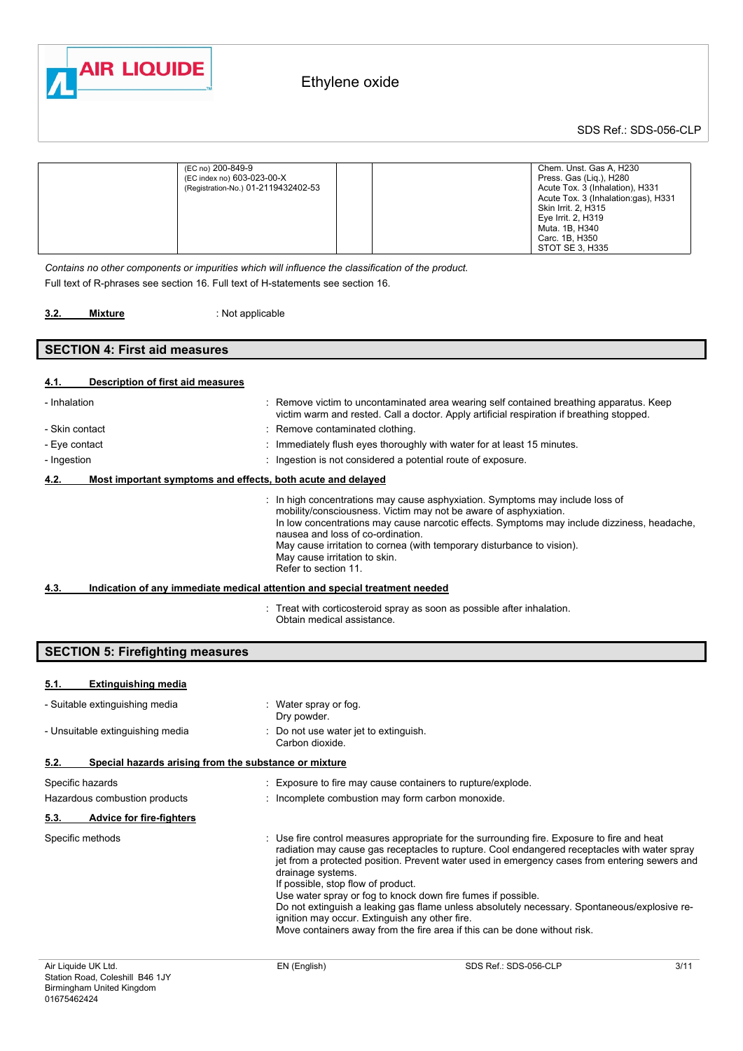| | | | | |
|---|---|---|---|---|
| | (EC no) 200-849-9<br>(EC index no) 603-023-00-X<br>(Registration-No.) 01-2119432402-53 | | | Chem. Unst. Gas A, H230<br>Press. Gas (Liq.), H280<br>Acute Tox. 3 (Inhalation), H331<br>Acute Tox. 3 (Inhalation:gas), H331<br>Skin Irrit. 2, H315<br>Eye Irrit. 2, H319<br>Muta. 1B, H340<br>Carc. 1B, H350<br>STOT SE 3, H335 |

*Contains no other components or impurities which will influence the classification of the product.*

Full text of R-phrases see section 16. Full text of H-statements see section 16.

**3.2. Mixture** : Not applicable

## SECTION 4: First aid measures

### 4.1. Description of first aid measures

- Inhalation : Remove victim to uncontaminated area wearing self contained breathing apparatus. Keep victim warm and rested. Call a doctor. Apply artificial respiration if breathing stopped.
- Skin contact : Remove contaminated clothing.
- Eye contact : Immediately flush eyes thoroughly with water for at least 15 minutes.
- Ingestion : Ingestion is not considered a potential route of exposure.

### 4.2. Most important symptoms and effects, both acute and delayed

: In high concentrations may cause asphyxiation. Symptoms may include loss of mobility/consciousness. Victim may not be aware of asphyxiation.
In low concentrations may cause narcotic effects. Symptoms may include dizziness, headache, nausea and loss of co-ordination.
May cause irritation to cornea (with temporary disturbance to vision).
May cause irritation to skin.
Refer to section 11.

### 4.3. Indication of any immediate medical attention and special treatment needed

: Treat with corticosteroid spray as soon as possible after inhalation.
Obtain medical assistance.

## SECTION 5: Firefighting measures

### 5.1. Extinguishing media

- Suitable extinguishing media : Water spray or fog.
Dry powder.
- Unsuitable extinguishing media : Do not use water jet to extinguish.
Carbon dioxide.

### 5.2. Special hazards arising from the substance or mixture

Specific hazards : Exposure to fire may cause containers to rupture/explode.

Hazardous combustion products : Incomplete combustion may form carbon monoxide.

### 5.3. Advice for fire-fighters

Specific methods : Use fire control measures appropriate for the surrounding fire. Exposure to fire and heat radiation may cause gas receptacles to rupture. Cool endangered receptacles with water spray jet from a protected position. Prevent water used in emergency cases from entering sewers and drainage systems.
If possible, stop flow of product.
Use water spray or fog to knock down fire fumes if possible.
Do not extinguish a leaking gas flame unless absolutely necessary. Spontaneous/explosive re-ignition may occur. Extinguish any other fire.
Move containers away from the fire area if this can be done without risk.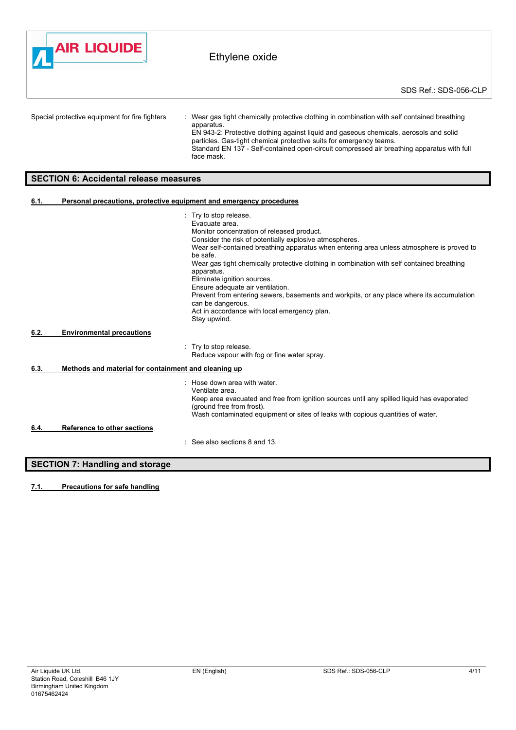Special protective equipment for fire fighters : Wear gas tight chemically protective clothing in combination with self contained breathing apparatus.
EN 943-2: Protective clothing against liquid and gaseous chemicals, aerosols and solid particles. Gas-tight chemical protective suits for emergency teams.
Standard EN 137 - Self-contained open-circuit compressed air breathing apparatus with full face mask.

## SECTION 6: Accidental release measures

### 6.1. Personal precautions, protective equipment and emergency procedures

: Try to stop release.
Evacuate area.
Monitor concentration of released product.
Consider the risk of potentially explosive atmospheres.
Wear self-contained breathing apparatus when entering area unless atmosphere is proved to be safe.
Wear gas tight chemically protective clothing in combination with self contained breathing apparatus.
Eliminate ignition sources.
Ensure adequate air ventilation.
Prevent from entering sewers, basements and workpits, or any place where its accumulation can be dangerous.
Act in accordance with local emergency plan.
Stay upwind.

### 6.2. Environmental precautions

: Try to stop release.
Reduce vapour with fog or fine water spray.

### 6.3. Methods and material for containment and cleaning up

: Hose down area with water.
Ventilate area.
Keep area evacuated and free from ignition sources until any spilled liquid has evaporated (ground free from frost).
Wash contaminated equipment or sites of leaks with copious quantities of water.

### 6.4. Reference to other sections

: See also sections 8 and 13.

## SECTION 7: Handling and storage

### 7.1. Precautions for safe handling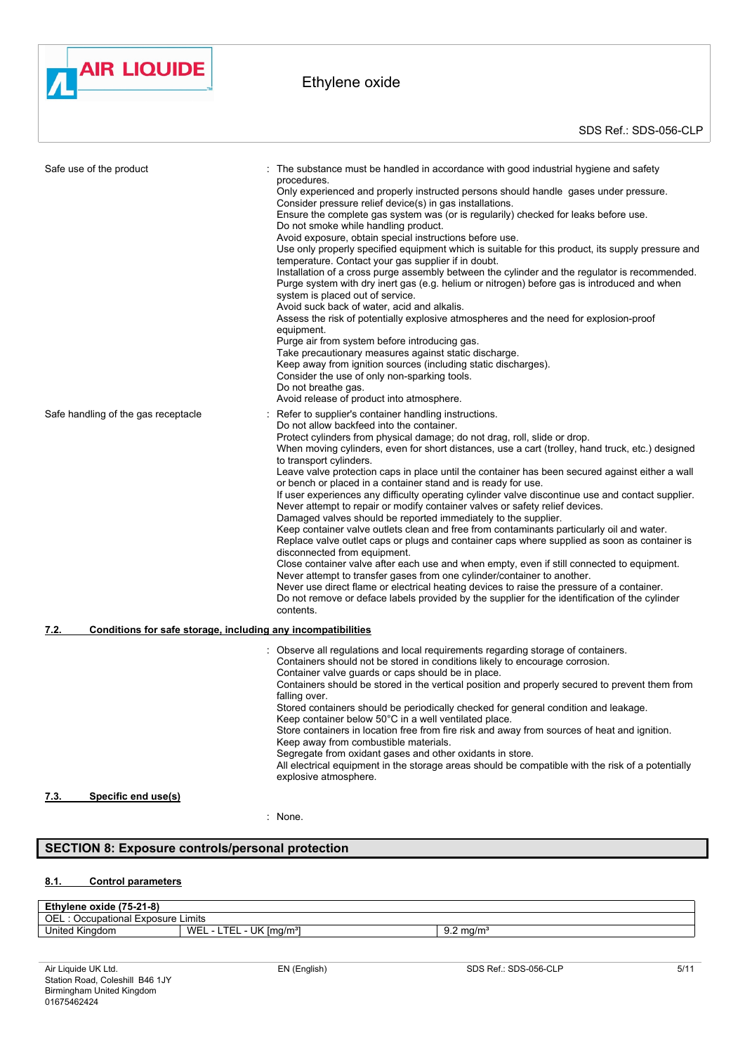Safe use of the product : The substance must be handled in accordance with good industrial hygiene and safety procedures.
Only experienced and properly instructed persons should handle gases under pressure.
Consider pressure relief device(s) in gas installations.
Ensure the complete gas system was (or is regularily) checked for leaks before use.
Do not smoke while handling product.
Avoid exposure, obtain special instructions before use.
Use only properly specified equipment which is suitable for this product, its supply pressure and temperature. Contact your gas supplier if in doubt.
Installation of a cross purge assembly between the cylinder and the regulator is recommended.
Purge system with dry inert gas (e.g. helium or nitrogen) before gas is introduced and when system is placed out of service.
Avoid suck back of water, acid and alkalis.
Assess the risk of potentially explosive atmospheres and the need for explosion-proof equipment.
Purge air from system before introducing gas.
Take precautionary measures against static discharge.
Keep away from ignition sources (including static discharges).
Consider the use of only non-sparking tools.
Do not breathe gas.
Avoid release of product into atmosphere.

Safe handling of the gas receptacle : Refer to supplier's container handling instructions.
Do not allow backfeed into the container.
Protect cylinders from physical damage; do not drag, roll, slide or drop.
When moving cylinders, even for short distances, use a cart (trolley, hand truck, etc.) designed to transport cylinders.
Leave valve protection caps in place until the container has been secured against either a wall or bench or placed in a container stand and is ready for use.
If user experiences any difficulty operating cylinder valve discontinue use and contact supplier.
Never attempt to repair or modify container valves or safety relief devices.
Damaged valves should be reported immediately to the supplier.
Keep container valve outlets clean and free from contaminants particularly oil and water.
Replace valve outlet caps or plugs and container caps where supplied as soon as container is disconnected from equipment.
Close container valve after each use and when empty, even if still connected to equipment.
Never attempt to transfer gases from one cylinder/container to another.
Never use direct flame or electrical heating devices to raise the pressure of a container.
Do not remove or deface labels provided by the supplier for the identification of the cylinder contents.

### 7.2. Conditions for safe storage, including any incompatibilities

: Observe all regulations and local requirements regarding storage of containers.
Containers should not be stored in conditions likely to encourage corrosion.
Container valve guards or caps should be in place.
Containers should be stored in the vertical position and properly secured to prevent them from falling over.
Stored containers should be periodically checked for general condition and leakage.
Keep container below 50°C in a well ventilated place.
Store containers in location free from fire risk and away from sources of heat and ignition.
Keep away from combustible materials.
Segregate from oxidant gases and other oxidants in store.
All electrical equipment in the storage areas should be compatible with the risk of a potentially explosive atmosphere.

### 7.3. Specific end use(s)

: None.

## SECTION 8: Exposure controls/personal protection

### 8.1. Control parameters

| Ethylene oxide (75-21-8) | | |
|---|---|---|
| OEL : Occupational Exposure Limits | | |
| United Kingdom | WEL - LTEL - UK [mg/m³] | 9.2 mg/m³ |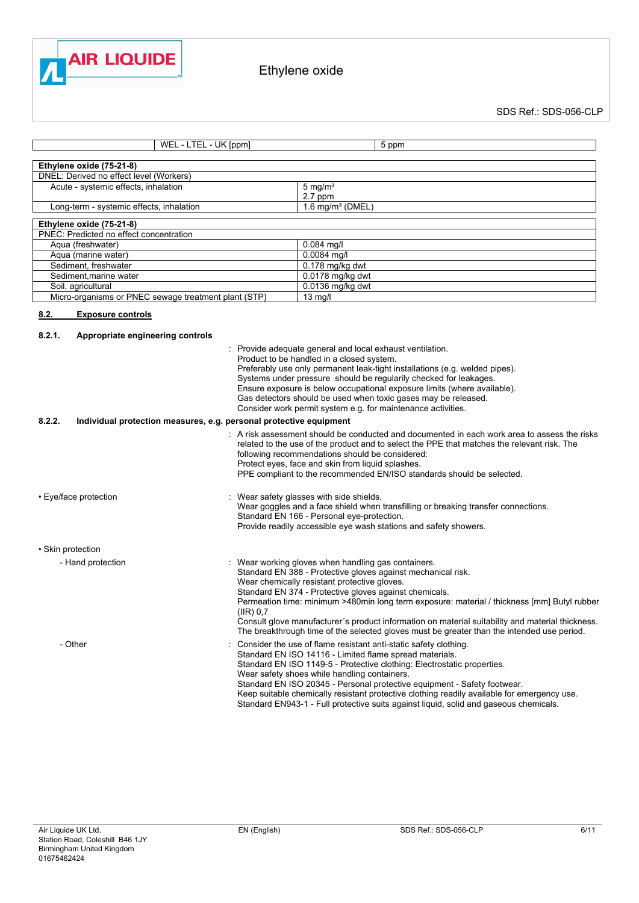| WEL - LTEL - UK [ppm] | 5 ppm |
|---|---|

| Ethylene oxide (75-21-8) | |
|---|---|
| DNEL: Derived no effect level (Workers) | |
| Acute - systemic effects, inhalation | 5 mg/m³<br>2.7 ppm |
| Long-term - systemic effects, inhalation | 1.6 mg/m³ (DMEL) |

| Ethylene oxide (75-21-8) | |
|---|---|
| PNEC: Predicted no effect concentration | |
| Aqua (freshwater) | 0.084 mg/l |
| Aqua (marine water) | 0.0084 mg/l |
| Sediment, freshwater | 0.178 mg/kg dwt |
| Sediment,marine water | 0.0178 mg/kg dwt |
| Soil, agricultural | 0.0136 mg/kg dwt |
| Micro-organisms or PNEC sewage treatment plant (STP) | 13 mg/l |

## 8.2. Exposure controls

### 8.2.1. Appropriate engineering controls

: Provide adequate general and local exhaust ventilation.
Product to be handled in a closed system.
Preferably use only permanent leak-tight installations (e.g. welded pipes).
Systems under pressure should be regularly checked for leakages.
Ensure exposure is below occupational exposure limits (where available).
Gas detectors should be used when toxic gases may be released.
Consider work permit system e.g. for maintenance activities.

### 8.2.2. Individual protection measures, e.g. personal protective equipment

: A risk assessment should be conducted and documented in each work area to assess the risks related to the use of the product and to select the PPE that matches the relevant risk. The following recommendations should be considered:
Protect eyes, face and skin from liquid splashes.
PPE compliant to the recommended EN/ISO standards should be selected.

• Eye/face protection : Wear safety glasses with side shields.
Wear goggles and a face shield when transfilling or breaking transfer connections.
Standard EN 166 - Personal eye-protection.
Provide readily accessible eye wash stations and safety showers.

• Skin protection

- Hand protection : Wear working gloves when handling gas containers.
Standard EN 388 - Protective gloves against mechanical risk.
Wear chemically resistant protective gloves.
Standard EN 374 - Protective gloves against chemicals.
Permeation time: minimum >480min long term exposure: material / thickness [mm] Butyl rubber (IIR) 0,7
Consult glove manufacturer´s product information on material suitability and material thickness.
The breakthrough time of the selected gloves must be greater than the intended use period.

- Other : Consider the use of flame resistant anti-static safety clothing.
Standard EN ISO 14116 - Limited flame spread materials.
Standard EN ISO 1149-5 - Protective clothing: Electrostatic properties.
Wear safety shoes while handling containers.
Standard EN ISO 20345 - Personal protective equipment - Safety footwear.
Keep suitable chemically resistant protective clothing readily available for emergency use.
Standard EN943-1 - Full protective suits against liquid, solid and gaseous chemicals.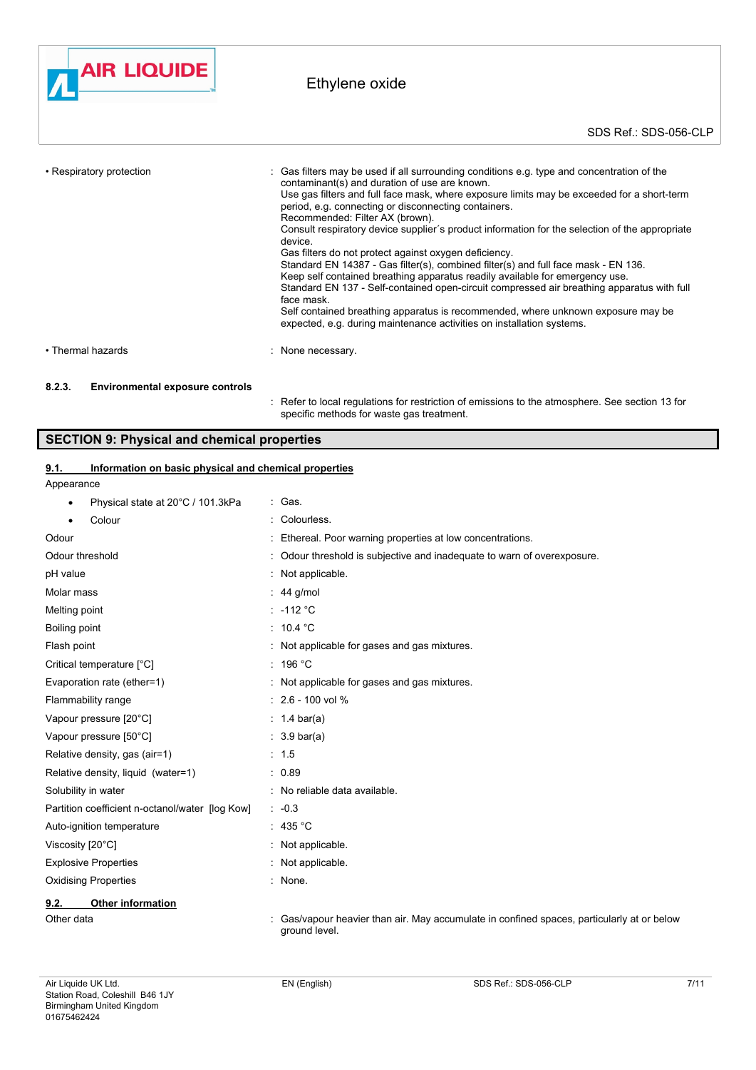| | |
|---|---|
| • Respiratory protection | : Gas filters may be used if all surrounding conditions e.g. type and concentration of the contaminant(s) and duration of use are known. Use gas filters and full face mask, where exposure limits may be exceeded for a short-term period, e.g. connecting or disconnecting containers. Recommended: Filter AX (brown). Consult respiratory device supplier´s product information for the selection of the appropriate device. Gas filters do not protect against oxygen deficiency. Standard EN 14387 - Gas filter(s), combined filter(s) and full face mask - EN 136. Keep self contained breathing apparatus readily available for emergency use. Standard EN 137 - Self-contained open-circuit compressed air breathing apparatus with full face mask. Self contained breathing apparatus is recommended, where unknown exposure may be expected, e.g. during maintenance activities on installation systems. |
| • Thermal hazards | : None necessary. |

#### 8.2.3. Environmental exposure controls

: Refer to local regulations for restriction of emissions to the atmosphere. See section 13 for specific methods for waste gas treatment.

## SECTION 9: Physical and chemical properties

### 9.1. Information on basic physical and chemical properties

| | |
|---|---|
| Appearance | |
| • Physical state at 20°C / 101.3kPa | : Gas. |
| • Colour | : Colourless. |
| Odour | : Ethereal. Poor warning properties at low concentrations. |
| Odour threshold | : Odour threshold is subjective and inadequate to warn of overexposure. |
| pH value | : Not applicable. |
| Molar mass | : 44 g/mol |
| Melting point | : -112 °C |
| Boiling point | : 10.4 °C |
| Flash point | : Not applicable for gases and gas mixtures. |
| Critical temperature [°C] | : 196 °C |
| Evaporation rate (ether=1) | : Not applicable for gases and gas mixtures. |
| Flammability range | : 2.6 - 100 vol % |
| Vapour pressure [20°C] | : 1.4 bar(a) |
| Vapour pressure [50°C] | : 3.9 bar(a) |
| Relative density, gas (air=1) | : 1.5 |
| Relative density, liquid (water=1) | : 0.89 |
| Solubility in water | : No reliable data available. |
| Partition coefficient n-octanol/water [log Kow] | : -0.3 |
| Auto-ignition temperature | : 435 °C |
| Viscosity [20°C] | : Not applicable. |
| Explosive Properties | : Not applicable. |
| Oxidising Properties | : None. |

### 9.2. Other information

| | |
|---|---|
| Other data | : Gas/vapour heavier than air. May accumulate in confined spaces, particularly at or below ground level. |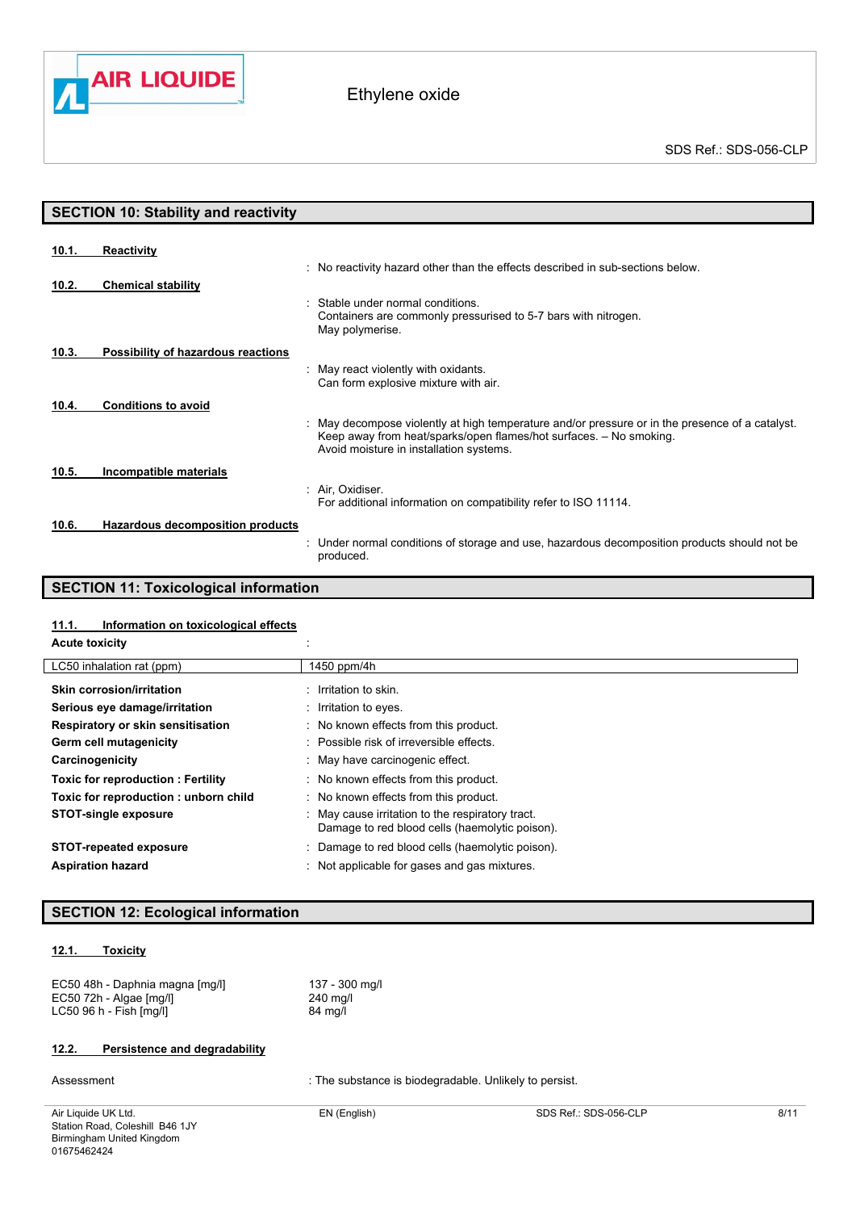## SECTION 10: Stability and reactivity

**10.1. Reactivity**

: No reactivity hazard other than the effects described in sub-sections below.

**10.2. Chemical stability**

: Stable under normal conditions.
Containers are commonly pressurised to 5-7 bars with nitrogen.
May polymerise.

**10.3. Possibility of hazardous reactions**

: May react violently with oxidants.
Can form explosive mixture with air.

**10.4. Conditions to avoid**

: May decompose violently at high temperature and/or pressure or in the presence of a catalyst.
Keep away from heat/sparks/open flames/hot surfaces. – No smoking.
Avoid moisture in installation systems.

**10.5. Incompatible materials**

: Air, Oxidiser.
For additional information on compatibility refer to ISO 11114.

**10.6. Hazardous decomposition products**

: Under normal conditions of storage and use, hazardous decomposition products should not be produced.

## SECTION 11: Toxicological information

**11.1. Information on toxicological effects**

**Acute toxicity** :

| LC50 inhalation rat (ppm) | 1450 ppm/4h |
|---|---|

**Skin corrosion/irritation** : Irritation to skin.

**Serious eye damage/irritation** : Irritation to eyes.

**Respiratory or skin sensitisation** : No known effects from this product.

**Germ cell mutagenicity** : Possible risk of irreversible effects.

**Carcinogenicity** : May have carcinogenic effect.

**Toxic for reproduction : Fertility** : No known effects from this product.

**Toxic for reproduction : unborn child** : No known effects from this product.

**STOT-single exposure** : May cause irritation to the respiratory tract.
Damage to red blood cells (haemolytic poison).

**STOT-repeated exposure** : Damage to red blood cells (haemolytic poison).

**Aspiration hazard** : Not applicable for gases and gas mixtures.

## SECTION 12: Ecological information

**12.1. Toxicity**

| | |
|---|---|
| EC50 48h - Daphnia magna [mg/l] | 137 - 300 mg/l |
| EC50 72h - Algae [mg/l] | 240 mg/l |
| LC50 96 h - Fish [mg/l] | 84 mg/l |

**12.2. Persistence and degradability**

Assessment : The substance is biodegradable. Unlikely to persist.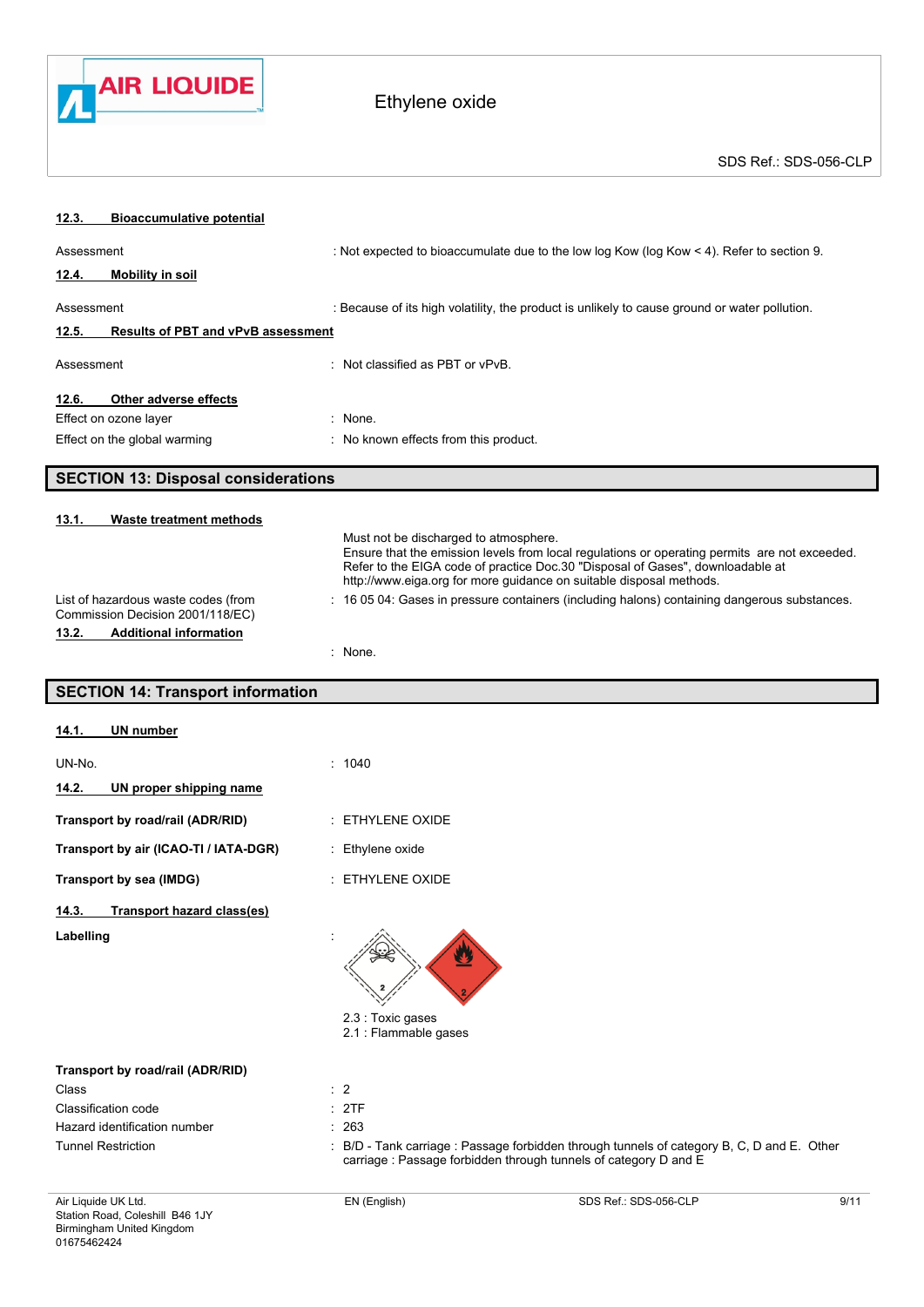#### 12.3. Bioaccumulative potential

Assessment : Not expected to bioaccumulate due to the low log Kow (log Kow < 4). Refer to section 9.

#### 12.4. Mobility in soil

Assessment : Because of its high volatility, the product is unlikely to cause ground or water pollution.

#### 12.5. Results of PBT and vPvB assessment

Assessment : Not classified as PBT or vPvB.

#### 12.6. Other adverse effects

Effect on ozone layer : None.

Effect on the global warming : No known effects from this product.

## SECTION 13: Disposal considerations

#### 13.1. Waste treatment methods

Must not be discharged to atmosphere.
Ensure that the emission levels from local regulations or operating permits are not exceeded.
Refer to the EIGA code of practice Doc.30 "Disposal of Gases", downloadable at http://www.eiga.org for more guidance on suitable disposal methods.

List of hazardous waste codes (from Commission Decision 2001/118/EC) : 16 05 04: Gases in pressure containers (including halons) containing dangerous substances.

#### 13.2. Additional information

: None.

## SECTION 14: Transport information

#### 14.1. UN number

UN-No. : 1040

#### 14.2. UN proper shipping name

**Transport by road/rail (ADR/RID)** : ETHYLENE OXIDE

**Transport by air (ICAO-TI / IATA-DGR)** : Ethylene oxide

**Transport by sea (IMDG)** : ETHYLENE OXIDE

#### 14.3. Transport hazard class(es)

**Labelling** :

2.3 : Toxic gases
2.1 : Flammable gases

**Transport by road/rail (ADR/RID)**

Class : 2

Classification code : 2TF

Hazard identification number : 263

Tunnel Restriction : B/D - Tank carriage : Passage forbidden through tunnels of category B, C, D and E. Other carriage : Passage forbidden through tunnels of category D and E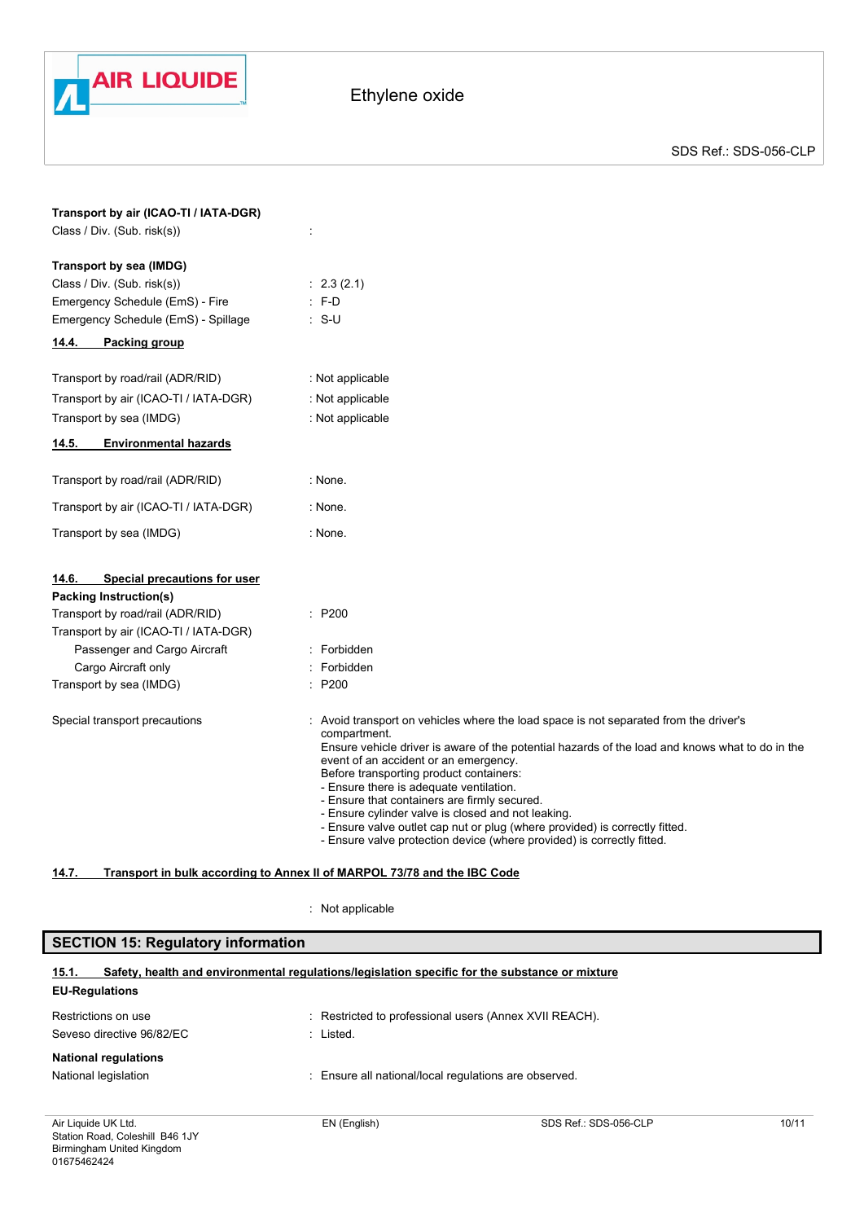**Transport by air (ICAO-TI / IATA-DGR)**

| | |
|---|---|
| Class / Div. (Sub. risk(s)) | : |

**Transport by sea (IMDG)**

| | |
|---|---|
| Class / Div. (Sub. risk(s)) | : 2.3 (2.1) |
| Emergency Schedule (EmS) - Fire | : F-D |
| Emergency Schedule (EmS) - Spillage | : S-U |

### 14.4. Packing group

| | |
|---|---|
| Transport by road/rail (ADR/RID) | : Not applicable |
| Transport by air (ICAO-TI / IATA-DGR) | : Not applicable |
| Transport by sea (IMDG) | : Not applicable |

### 14.5. Environmental hazards

| | |
|---|---|
| Transport by road/rail (ADR/RID) | : None. |
| Transport by air (ICAO-TI / IATA-DGR) | : None. |
| Transport by sea (IMDG) | : None. |

### 14.6. Special precautions for user

**Packing Instruction(s)**

| | |
|---|---|
| Transport by road/rail (ADR/RID) | : P200 |
| Transport by air (ICAO-TI / IATA-DGR) | |
| Passenger and Cargo Aircraft | : Forbidden |
| Cargo Aircraft only | : Forbidden |
| Transport by sea (IMDG) | : P200 |

Special transport precautions : Avoid transport on vehicles where the load space is not separated from the driver's compartment.
Ensure vehicle driver is aware of the potential hazards of the load and knows what to do in the event of an accident or an emergency.
Before transporting product containers:
- Ensure there is adequate ventilation.
- Ensure that containers are firmly secured.
- Ensure cylinder valve is closed and not leaking.
- Ensure valve outlet cap nut or plug (where provided) is correctly fitted.
- Ensure valve protection device (where provided) is correctly fitted.

### 14.7. Transport in bulk according to Annex II of MARPOL 73/78 and the IBC Code

: Not applicable

## SECTION 15: Regulatory information

### 15.1. Safety, health and environmental regulations/legislation specific for the substance or mixture

**EU-Regulations**

| | |
|---|---|
| Restrictions on use | : Restricted to professional users (Annex XVII REACH). |
| Seveso directive 96/82/EC | : Listed. |

**National regulations**

| | |
|---|---|
| National legislation | : Ensure all national/local regulations are observed. |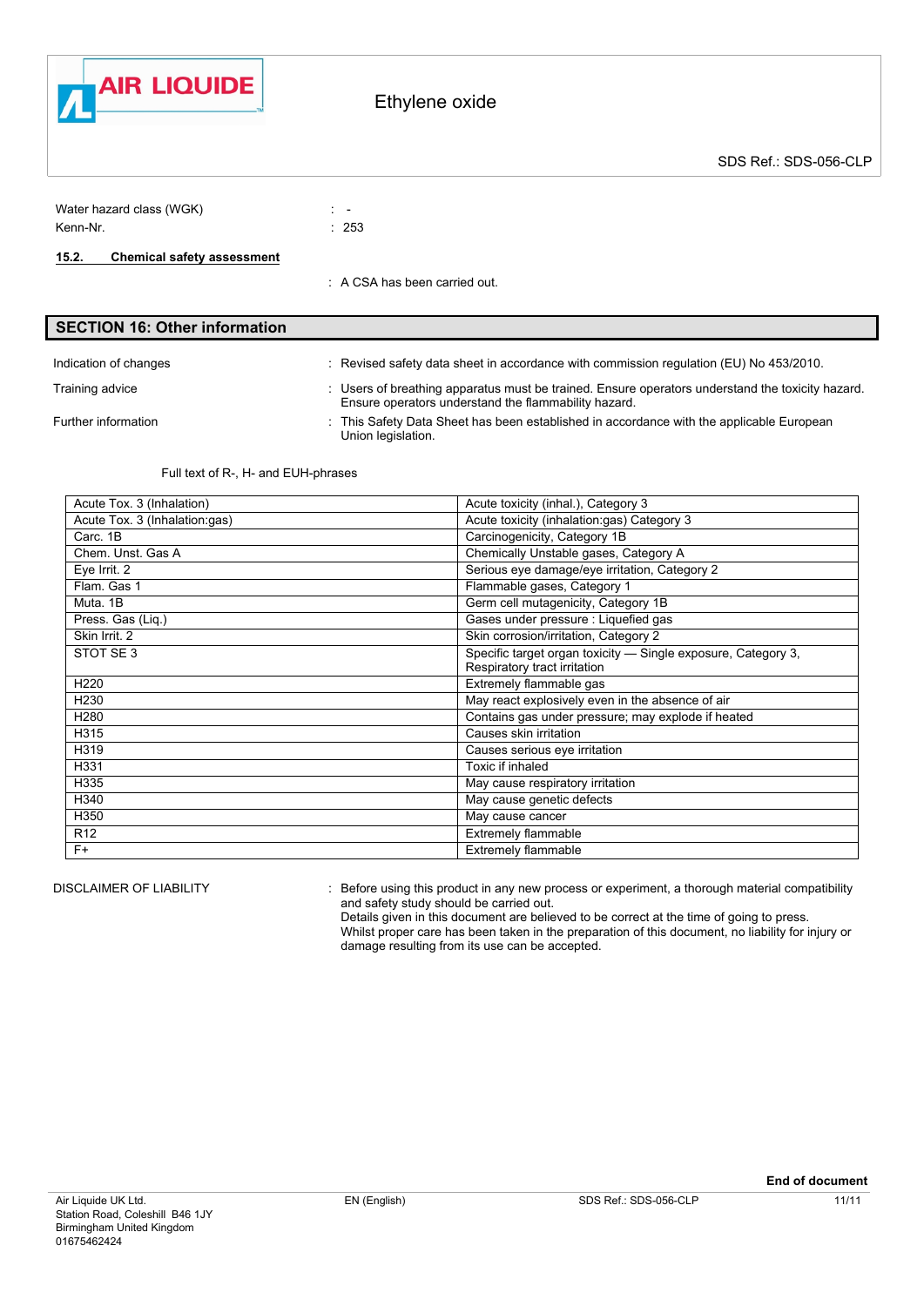Water hazard class (WGK) : -

Kenn-Nr. : 253

### 15.2. Chemical safety assessment

: A CSA has been carried out.

## SECTION 16: Other information

Indication of changes : Revised safety data sheet in accordance with commission regulation (EU) No 453/2010.

Training advice : Users of breathing apparatus must be trained. Ensure operators understand the toxicity hazard. Ensure operators understand the flammability hazard.

Further information : This Safety Data Sheet has been established in accordance with the applicable European Union legislation.

Full text of R-, H- and EUH-phrases

| | |
|---|---|
| Acute Tox. 3 (Inhalation) | Acute toxicity (inhal.), Category 3 |
| Acute Tox. 3 (Inhalation:gas) | Acute toxicity (inhalation:gas) Category 3 |
| Carc. 1B | Carcinogenicity, Category 1B |
| Chem. Unst. Gas A | Chemically Unstable gases, Category A |
| Eye Irrit. 2 | Serious eye damage/eye irritation, Category 2 |
| Flam. Gas 1 | Flammable gases, Category 1 |
| Muta. 1B | Germ cell mutagenicity, Category 1B |
| Press. Gas (Liq.) | Gases under pressure : Liquefied gas |
| Skin Irrit. 2 | Skin corrosion/irritation, Category 2 |
| STOT SE 3 | Specific target organ toxicity — Single exposure, Category 3, Respiratory tract irritation |
| H220 | Extremely flammable gas |
| H230 | May react explosively even in the absence of air |
| H280 | Contains gas under pressure; may explode if heated |
| H315 | Causes skin irritation |
| H319 | Causes serious eye irritation |
| H331 | Toxic if inhaled |
| H335 | May cause respiratory irritation |
| H340 | May cause genetic defects |
| H350 | May cause cancer |
| R12 | Extremely flammable |
| F+ | Extremely flammable |

DISCLAIMER OF LIABILITY : Before using this product in any new process or experiment, a thorough material compatibility and safety study should be carried out.
Details given in this document are believed to be correct at the time of going to press.
Whilst proper care has been taken in the preparation of this document, no liability for injury or damage resulting from its use can be accepted.

**End of document**